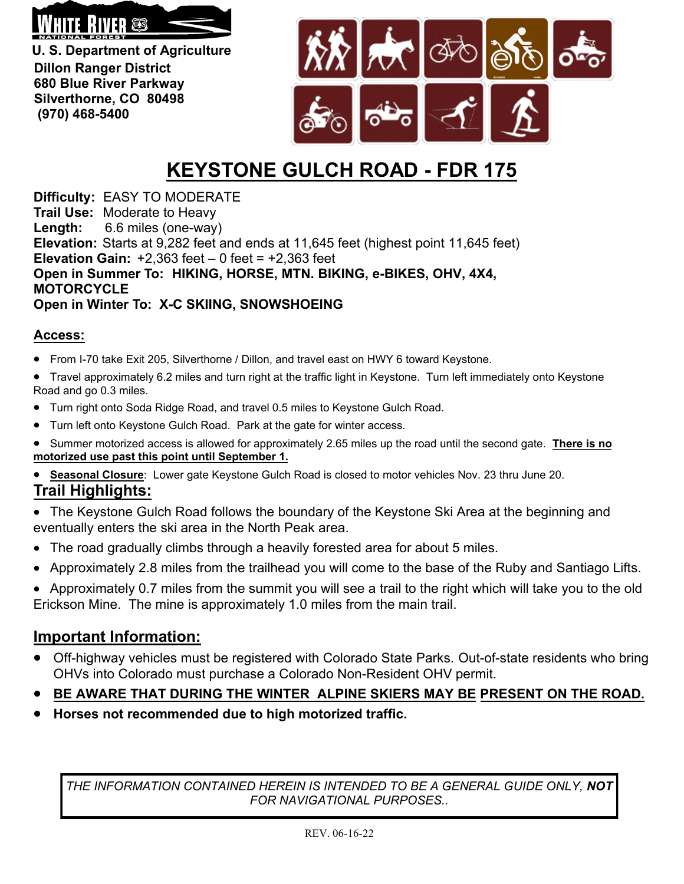WHITE RIVER NATIONAL FOREST

**U. S. Department of Agriculture**
**Dillon Ranger District**
**680 Blue River Parkway**
**Silverthorne, CO 80498**
**(970) 468-5400**

# KEYSTONE GULCH ROAD - FDR 175

**Difficulty:** EASY TO MODERATE
**Trail Use:** Moderate to Heavy
**Length:** 6.6 miles (one-way)
**Elevation:** Starts at 9,282 feet and ends at 11,645 feet (highest point 11,645 feet)
**Elevation Gain:** +2,363 feet – 0 feet = +2,363 feet
**Open in Summer To: HIKING, HORSE, MTN. BIKING, e-BIKES, OHV, 4X4, MOTORCYCLE**
**Open in Winter To: X-C SKIING, SNOWSHOEING**

## Access:

- From I-70 take Exit 205, Silverthorne / Dillon, and travel east on HWY 6 toward Keystone.
- Travel approximately 6.2 miles and turn right at the traffic light in Keystone. Turn left immediately onto Keystone Road and go 0.3 miles.
- Turn right onto Soda Ridge Road, and travel 0.5 miles to Keystone Gulch Road.
- Turn left onto Keystone Gulch Road. Park at the gate for winter access.
- Summer motorized access is allowed for approximately 2.65 miles up the road until the second gate. **There is no motorized use past this point until September 1.**
- **Seasonal Closure**: Lower gate Keystone Gulch Road is closed to motor vehicles Nov. 23 thru June 20.

## Trail Highlights:

- The Keystone Gulch Road follows the boundary of the Keystone Ski Area at the beginning and eventually enters the ski area in the North Peak area.
- The road gradually climbs through a heavily forested area for about 5 miles.
- Approximately 2.8 miles from the trailhead you will come to the base of the Ruby and Santiago Lifts.
- Approximately 0.7 miles from the summit you will see a trail to the right which will take you to the old Erickson Mine. The mine is approximately 1.0 miles from the main trail.

## Important Information:

- Off-highway vehicles must be registered with Colorado State Parks. Out-of-state residents who bring OHVs into Colorado must purchase a Colorado Non-Resident OHV permit.
- **BE AWARE THAT DURING THE WINTER ALPINE SKIERS MAY BE PRESENT ON THE ROAD.**
- **Horses not recommended due to high motorized traffic.**

*THE INFORMATION CONTAINED HEREIN IS INTENDED TO BE A GENERAL GUIDE ONLY, **NOT** FOR NAVIGATIONAL PURPOSES..*

REV. 06-16-22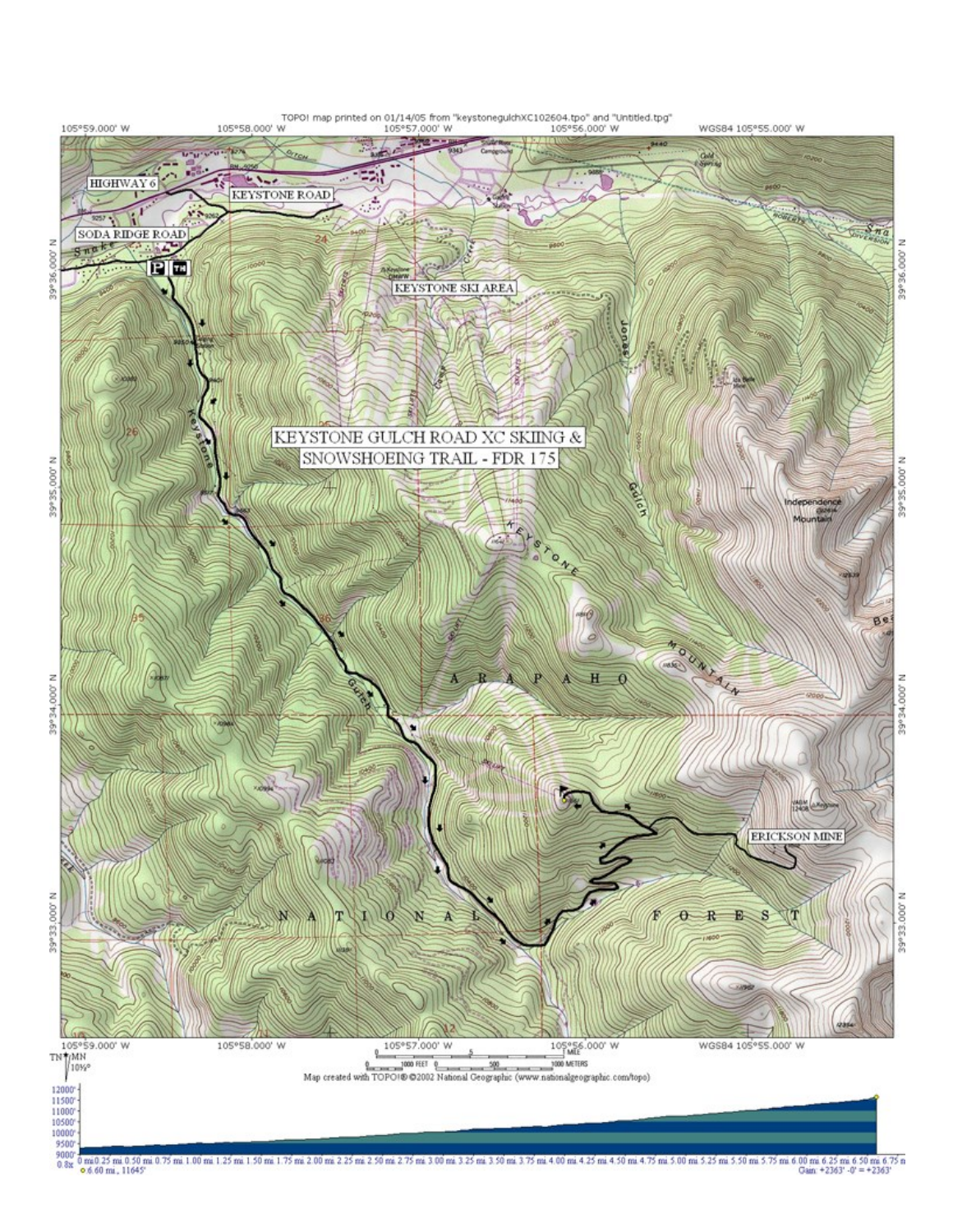TOPO! map printed on 01/14/05 from "keystonegulchXC102604.tpo" and "Untitled.tpg"

105°59.000' W 105°58.000' W 105°57.000' W 105°56.000' W WGS84 105°55.000' W

HIGHWAY 6

KEYSTONE ROAD

SODA RIDGE ROAD

KEYSTONE SKI AREA

KEYSTONE GULCH ROAD XC SKIING & SNOWSHOEING TRAIL - FDR 175

ERICKSON MINE

Independence Mountain

KEYSTONE MOUNTAIN

ARAPAHO NATIONAL FOREST

39°36.000' N

39°35.000' N

39°34.000' N

39°33.000' N

TN MN 10½°

0 1000 FEET 0 500 1000 METERS

0 .5 1 MILE

Map created with TOPO!® ©2002 National Geographic (www.nationalgeographic.com/topo)

12000' 11500' 11000' 10500' 10000' 9500' 9000'

0 mi 0.25 mi 0.50 mi 0.75 mi 1.00 mi 1.25 mi 1.50 mi 1.75 mi 2.00 mi 2.25 mi 2.50 mi 2.75 mi 3.00 mi 3.25 mi 3.50 mi 3.75 mi 4.00 mi 4.25 mi 4.50 mi 4.75 mi 5.00 mi 5.25 mi 5.50 mi 5.75 mi 6.00 mi 6.25 mi 6.50 mi 6.75 mi

6.60 mi., 11645'

Gain: +2363' -0' = +2363'